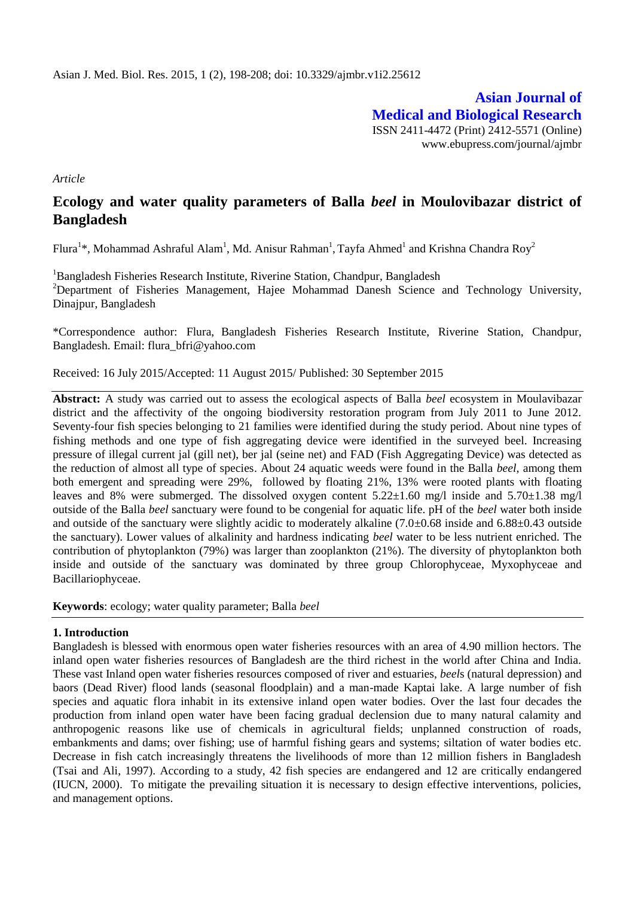Asian J. Med. Biol. Res. 2015, 1 (2), 198-208; doi: 10.3329/ajmbr.v1i2.25612

**Asian Journal of Medical and Biological Research**
ISSN 2411-4472 (Print) 2412-5571 (Online)
www.ebupress.com/journal/ajmbr

*Article*

# Ecology and water quality parameters of Balla *beel* in Moulovibazar district of Bangladesh

Flura[1]*, Mohammad Ashraful Alam[1], Md. Anisur Rahman[1], Tayfa Ahmed[1] and Krishna Chandra Roy[2]

[1]Bangladesh Fisheries Research Institute, Riverine Station, Chandpur, Bangladesh
[2]Department of Fisheries Management, Hajee Mohammad Danesh Science and Technology University, Dinajpur, Bangladesh

*Correspondence author: Flura, Bangladesh Fisheries Research Institute, Riverine Station, Chandpur, Bangladesh. Email: flura_bfri@yahoo.com

Received: 16 July 2015/Accepted: 11 August 2015/ Published: 30 September 2015

**Abstract:** A study was carried out to assess the ecological aspects of Balla *beel* ecosystem in Moulavibazar district and the affectivity of the ongoing biodiversity restoration program from July 2011 to June 2012. Seventy-four fish species belonging to 21 families were identified during the study period. About nine types of fishing methods and one type of fish aggregating device were identified in the surveyed beel. Increasing pressure of illegal current jal (gill net), ber jal (seine net) and FAD (Fish Aggregating Device) was detected as the reduction of almost all type of species. About 24 aquatic weeds were found in the Balla *beel*, among them both emergent and spreading were 29%, followed by floating 21%, 13% were rooted plants with floating leaves and 8% were submerged. The dissolved oxygen content 5.22±1.60 mg/l inside and 5.70±1.38 mg/l outside of the Balla *beel* sanctuary were found to be congenial for aquatic life. pH of the *beel* water both inside and outside of the sanctuary were slightly acidic to moderately alkaline (7.0±0.68 inside and 6.88±0.43 outside the sanctuary). Lower values of alkalinity and hardness indicating *beel* water to be less nutrient enriched. The contribution of phytoplankton (79%) was larger than zooplankton (21%). The diversity of phytoplankton both inside and outside of the sanctuary was dominated by three group Chlorophyceae, Myxophyceae and Bacillariophyceae.

**Keywords**: ecology; water quality parameter; Balla *beel*

## 1. Introduction

Bangladesh is blessed with enormous open water fisheries resources with an area of 4.90 million hectors. The inland open water fisheries resources of Bangladesh are the third richest in the world after China and India. These vast Inland open water fisheries resources composed of river and estuaries, *beel*s (natural depression) and baors (Dead River) flood lands (seasonal floodplain) and a man-made Kaptai lake. A large number of fish species and aquatic flora inhabit in its extensive inland open water bodies. Over the last four decades the production from inland open water have been facing gradual declension due to many natural calamity and anthropogenic reasons like use of chemicals in agricultural fields; unplanned construction of roads, embankments and dams; over fishing; use of harmful fishing gears and systems; siltation of water bodies etc. Decrease in fish catch increasingly threatens the livelihoods of more than 12 million fishers in Bangladesh (Tsai and Ali, 1997). According to a study, 42 fish species are endangered and 12 are critically endangered (IUCN, 2000). To mitigate the prevailing situation it is necessary to design effective interventions, policies, and management options.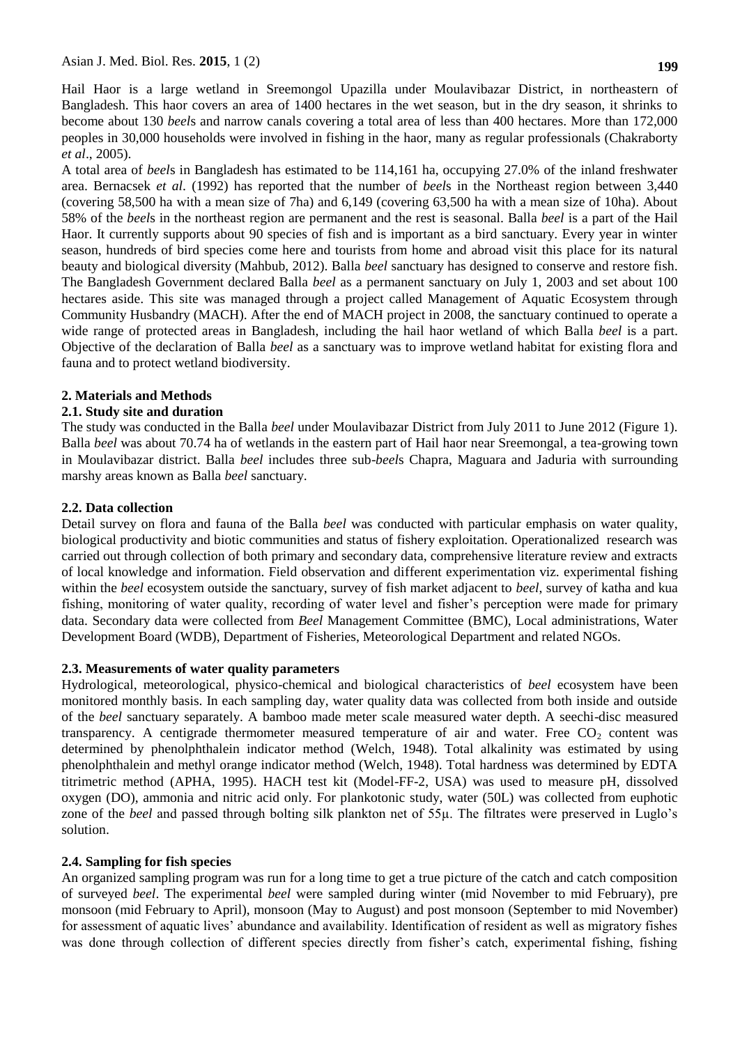Hail Haor is a large wetland in Sreemongol Upazilla under Moulavibazar District, in northeastern of Bangladesh. This haor covers an area of 1400 hectares in the wet season, but in the dry season, it shrinks to become about 130 *beel*s and narrow canals covering a total area of less than 400 hectares. More than 172,000 peoples in 30,000 households were involved in fishing in the haor, many as regular professionals (Chakraborty *et al*., 2005).

A total area of *beel*s in Bangladesh has estimated to be 114,161 ha, occupying 27.0% of the inland freshwater area. Bernacsek *et al*. (1992) has reported that the number of *beel*s in the Northeast region between 3,440 (covering 58,500 ha with a mean size of 7ha) and 6,149 (covering 63,500 ha with a mean size of 10ha). About 58% of the *beel*s in the northeast region are permanent and the rest is seasonal. Balla *beel* is a part of the Hail Haor. It currently supports about 90 species of fish and is important as a bird sanctuary. Every year in winter season, hundreds of bird species come here and tourists from home and abroad visit this place for its natural beauty and biological diversity (Mahbub, 2012). Balla *beel* sanctuary has designed to conserve and restore fish. The Bangladesh Government declared Balla *beel* as a permanent sanctuary on July 1, 2003 and set about 100 hectares aside. This site was managed through a project called Management of Aquatic Ecosystem through Community Husbandry (MACH). After the end of MACH project in 2008, the sanctuary continued to operate a wide range of protected areas in Bangladesh, including the hail haor wetland of which Balla *beel* is a part. Objective of the declaration of Balla *beel* as a sanctuary was to improve wetland habitat for existing flora and fauna and to protect wetland biodiversity.

## 2. Materials and Methods

### 2.1. Study site and duration

The study was conducted in the Balla *beel* under Moulavibazar District from July 2011 to June 2012 (Figure 1). Balla *beel* was about 70.74 ha of wetlands in the eastern part of Hail haor near Sreemongal, a tea-growing town in Moulavibazar district. Balla *beel* includes three sub-*beel*s Chapra, Maguara and Jaduria with surrounding marshy areas known as Balla *beel* sanctuary.

### 2.2. Data collection

Detail survey on flora and fauna of the Balla *beel* was conducted with particular emphasis on water quality, biological productivity and biotic communities and status of fishery exploitation. Operationalized research was carried out through collection of both primary and secondary data, comprehensive literature review and extracts of local knowledge and information. Field observation and different experimentation viz. experimental fishing within the *beel* ecosystem outside the sanctuary, survey of fish market adjacent to *beel*, survey of katha and kua fishing, monitoring of water quality, recording of water level and fisher's perception were made for primary data. Secondary data were collected from *Beel* Management Committee (BMC), Local administrations, Water Development Board (WDB), Department of Fisheries, Meteorological Department and related NGOs.

### 2.3. Measurements of water quality parameters

Hydrological, meteorological, physico-chemical and biological characteristics of *beel* ecosystem have been monitored monthly basis. In each sampling day, water quality data was collected from both inside and outside of the *beel* sanctuary separately. A bamboo made meter scale measured water depth. A seechi-disc measured transparency. A centigrade thermometer measured temperature of air and water. Free $CO_2$ content was determined by phenolphthalein indicator method (Welch, 1948). Total alkalinity was estimated by using phenolphthalein and methyl orange indicator method (Welch, 1948). Total hardness was determined by EDTA titrimetric method (APHA, 1995). HACH test kit (Model-FF-2, USA) was used to measure pH, dissolved oxygen (DO), ammonia and nitric acid only. For plankotonic study, water (50L) was collected from euphotic zone of the *beel* and passed through bolting silk plankton net of 55µ. The filtrates were preserved in Luglo's solution.

### 2.4. Sampling for fish species

An organized sampling program was run for a long time to get a true picture of the catch and catch composition of surveyed *beel*. The experimental *beel* were sampled during winter (mid November to mid February), pre monsoon (mid February to April), monsoon (May to August) and post monsoon (September to mid November) for assessment of aquatic lives' abundance and availability. Identification of resident as well as migratory fishes was done through collection of different species directly from fisher's catch, experimental fishing, fishing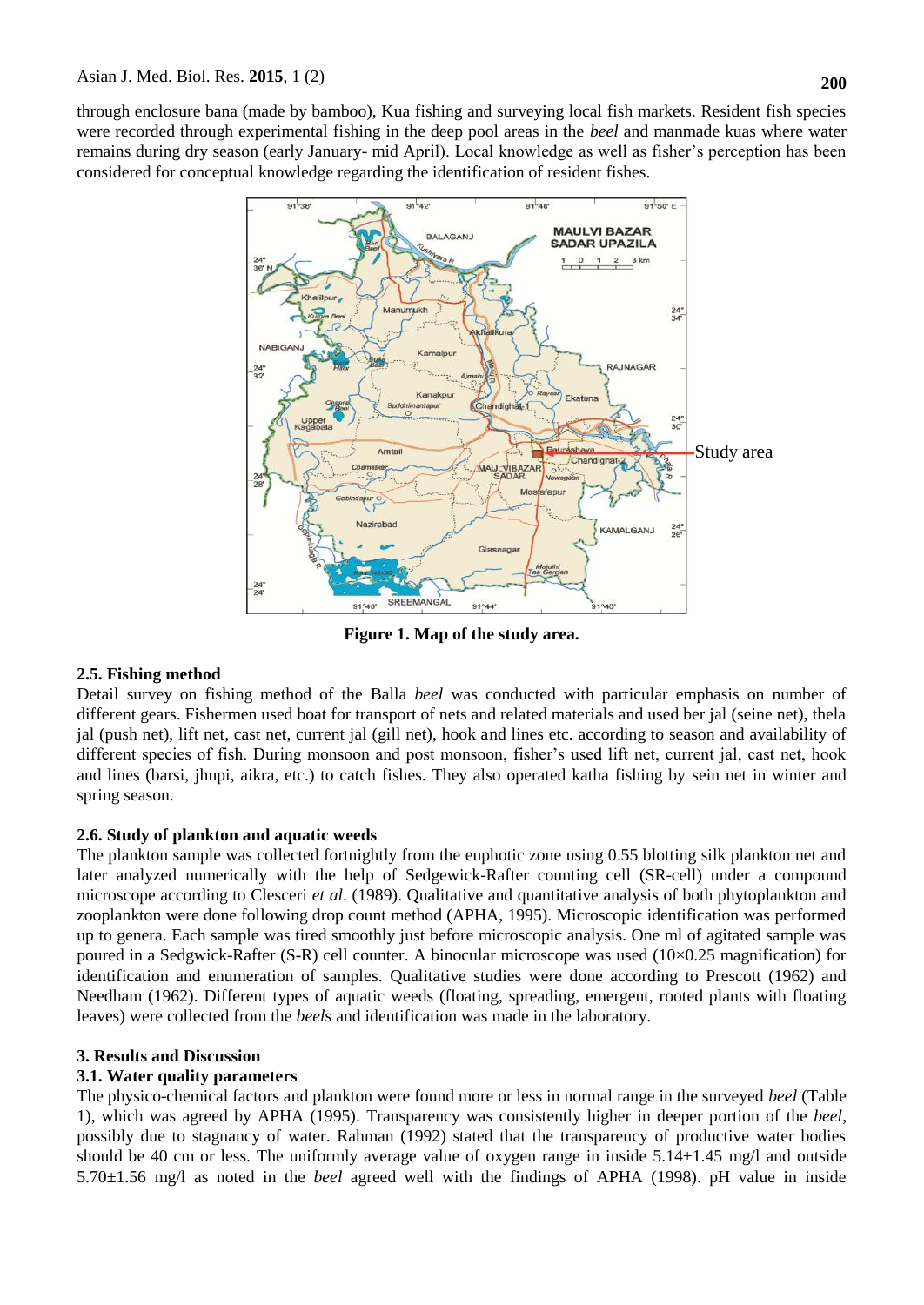through enclosure bana (made by bamboo), Kua fishing and surveying local fish markets. Resident fish species were recorded through experimental fishing in the deep pool areas in the *beel* and manmade kuas where water remains during dry season (early January- mid April). Local knowledge as well as fisher's perception has been considered for conceptual knowledge regarding the identification of resident fishes.

**Figure 1. Map of the study area.**

### 2.5. Fishing method

Detail survey on fishing method of the Balla *beel* was conducted with particular emphasis on number of different gears. Fishermen used boat for transport of nets and related materials and used ber jal (seine net), thela jal (push net), lift net, cast net, current jal (gill net), hook and lines etc. according to season and availability of different species of fish. During monsoon and post monsoon, fisher's used lift net, current jal, cast net, hook and lines (barsi, jhupi, aikra, etc.) to catch fishes. They also operated katha fishing by sein net in winter and spring season.

### 2.6. Study of plankton and aquatic weeds

The plankton sample was collected fortnightly from the euphotic zone using 0.55 blotting silk plankton net and later analyzed numerically with the help of Sedgewick-Rafter counting cell (SR-cell) under a compound microscope according to Clesceri *et al*. (1989). Qualitative and quantitative analysis of both phytoplankton and zooplankton were done following drop count method (APHA, 1995). Microscopic identification was performed up to genera. Each sample was tired smoothly just before microscopic analysis. One ml of agitated sample was poured in a Sedgwick-Rafter (S-R) cell counter. A binocular microscope was used (10×0.25 magnification) for identification and enumeration of samples. Qualitative studies were done according to Prescott (1962) and Needham (1962). Different types of aquatic weeds (floating, spreading, emergent, rooted plants with floating leaves) were collected from the *beel*s and identification was made in the laboratory.

## 3. Results and Discussion

### 3.1. Water quality parameters

The physico-chemical factors and plankton were found more or less in normal range in the surveyed *beel* (Table 1), which was agreed by APHA (1995). Transparency was consistently higher in deeper portion of the *beel*, possibly due to stagnancy of water. Rahman (1992) stated that the transparency of productive water bodies should be 40 cm or less. The uniformly average value of oxygen range in inside 5.14±1.45 mg/l and outside 5.70±1.56 mg/l as noted in the *beel* agreed well with the findings of APHA (1998). pH value in inside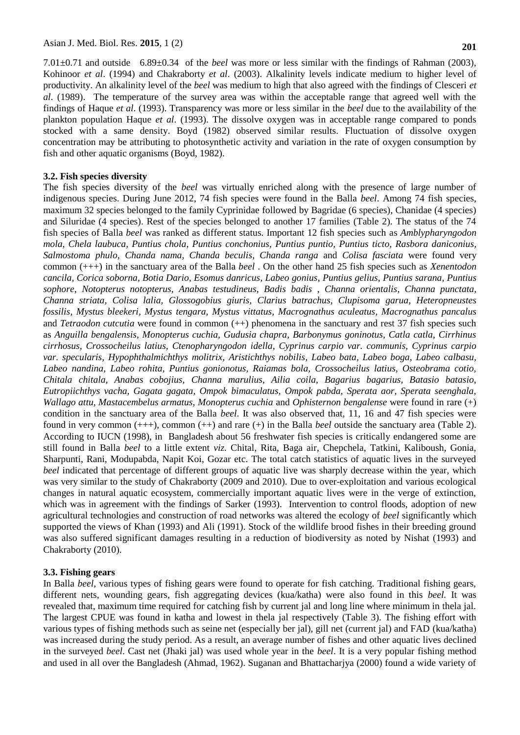7.01±0.71 and outside 6.89±0.34 of the *beel* was more or less similar with the findings of Rahman (2003), Kohinoor *et al*. (1994) and Chakraborty *et al*. (2003). Alkalinity levels indicate medium to higher level of productivity. An alkalinity level of the *beel* was medium to high that also agreed with the findings of Clesceri *et al*. (1989). The temperature of the survey area was within the acceptable range that agreed well with the findings of Haque *et al*. (1993). Transparency was more or less similar in the *beel* due to the availability of the plankton population Haque *et al*. (1993). The dissolve oxygen was in acceptable range compared to ponds stocked with a same density. Boyd (1982) observed similar results. Fluctuation of dissolve oxygen concentration may be attributing to photosynthetic activity and variation in the rate of oxygen consumption by fish and other aquatic organisms (Boyd, 1982).

### 3.2. Fish species diversity

The fish species diversity of the *beel* was virtually enriched along with the presence of large number of indigenous species. During June 2012, 74 fish species were found in the Balla *beel*. Among 74 fish species, maximum 32 species belonged to the family Cyprinidae followed by Bagridae (6 species), Chanidae (4 species) and Siluridae (4 species). Rest of the species belonged to another 17 families (Table 2). The status of the 74 fish species of Balla *beel* was ranked as different status. Important 12 fish species such as *Amblypharyngodon mola, Chela laubuca, Puntius chola, Puntius conchonius, Puntius puntio, Puntius ticto, Rasbora daniconius, Salmostoma phulo, Chanda nama, Chanda beculis, Chanda ranga* and *Colisa fasciata* were found very common (+++) in the sanctuary area of the Balla *beel* . On the other hand 25 fish species such as *Xenentodon cancila, Corica soborna, Botia Dario, Esomus danricus, Labeo gonius, Puntius gelius, Puntius sarana, Puntius sophore, Notopterus notopterus, Anabas testudineus, Badis badis , Channa orientalis, Channa punctata, Channa striata, Colisa lalia, Glossogobius giuris, Clarius batrachus, Clupisoma garua, Heteropneustes fossilis, Mystus bleekeri, Mystus tengara, Mystus vittatus, Macrognathus aculeatus, Macrognathus pancalus* and *Tetraodon cutcutia* were found in common (++) phenomena in the sanctuary and rest 37 fish species such as *Anguilla bengalensis, Monopterus cuchia, Gudusia chapra, Barbonymus goninotus, Catla catla, Cirrhinus cirrhosus, Crossocheilus latius, Ctenopharyngodon idella, Cyprinus carpio var. communis, Cyprinus carpio var. specularis, Hypophthalmichthys molitrix, Aristichthys nobilis, Labeo bata, Labeo boga, Labeo calbasu, Labeo nandina, Labeo rohita, Puntius gonionotus, Raiamas bola, Crossocheilus latius, Osteobrama cotio, Chitala chitala, Anabas cobojius, Channa marulius, Ailia coila, Bagarius bagarius, Batasio batasio, Eutropiichthys vacha, Gagata gagata, Ompok bimaculatus, Ompok pabda, Sperata aor, Sperata seenghala, Wallago attu, Mastacembelus armatus, Monopterus cuchia* and *Ophisternon bengalense* were found in rare (+) condition in the sanctuary area of the Balla *beel*. It was also observed that, 11, 16 and 47 fish species were found in very common (+++), common (++) and rare (+) in the Balla *beel* outside the sanctuary area (Table 2). According to IUCN (1998), in Bangladesh about 56 freshwater fish species is critically endangered some are still found in Balla *beel* to a little extent *viz.* Chital, Rita, Baga air, Chepchela, Tatkini, Kaliboush, Gonia, Sharpunti, Rani, Modupabda, Napit Koi, Gozar etc. The total catch statistics of aquatic lives in the surveyed *beel* indicated that percentage of different groups of aquatic live was sharply decrease within the year, which was very similar to the study of Chakraborty (2009 and 2010). Due to over-exploitation and various ecological changes in natural aquatic ecosystem, commercially important aquatic lives were in the verge of extinction, which was in agreement with the findings of Sarker (1993). Intervention to control floods, adoption of new agricultural technologies and construction of road networks was altered the ecology of *beel* significantly which supported the views of Khan (1993) and Ali (1991). Stock of the wildlife brood fishes in their breeding ground was also suffered significant damages resulting in a reduction of biodiversity as noted by Nishat (1993) and Chakraborty (2010).

### 3.3. Fishing gears

In Balla *beel*, various types of fishing gears were found to operate for fish catching. Traditional fishing gears, different nets, wounding gears, fish aggregating devices (kua/katha) were also found in this *beel.* It was revealed that, maximum time required for catching fish by current jal and long line where minimum in thela jal. The largest CPUE was found in katha and lowest in thela jal respectively (Table 3). The fishing effort with various types of fishing methods such as seine net (especially ber jal), gill net (current jal) and FAD (kua/katha) was increased during the study period. As a result, an average number of fishes and other aquatic lives declined in the surveyed *beel*. Cast net (Jhaki jal) was used whole year in the *beel*. It is a very popular fishing method and used in all over the Bangladesh (Ahmad, 1962). Suganan and Bhattacharjya (2000) found a wide variety of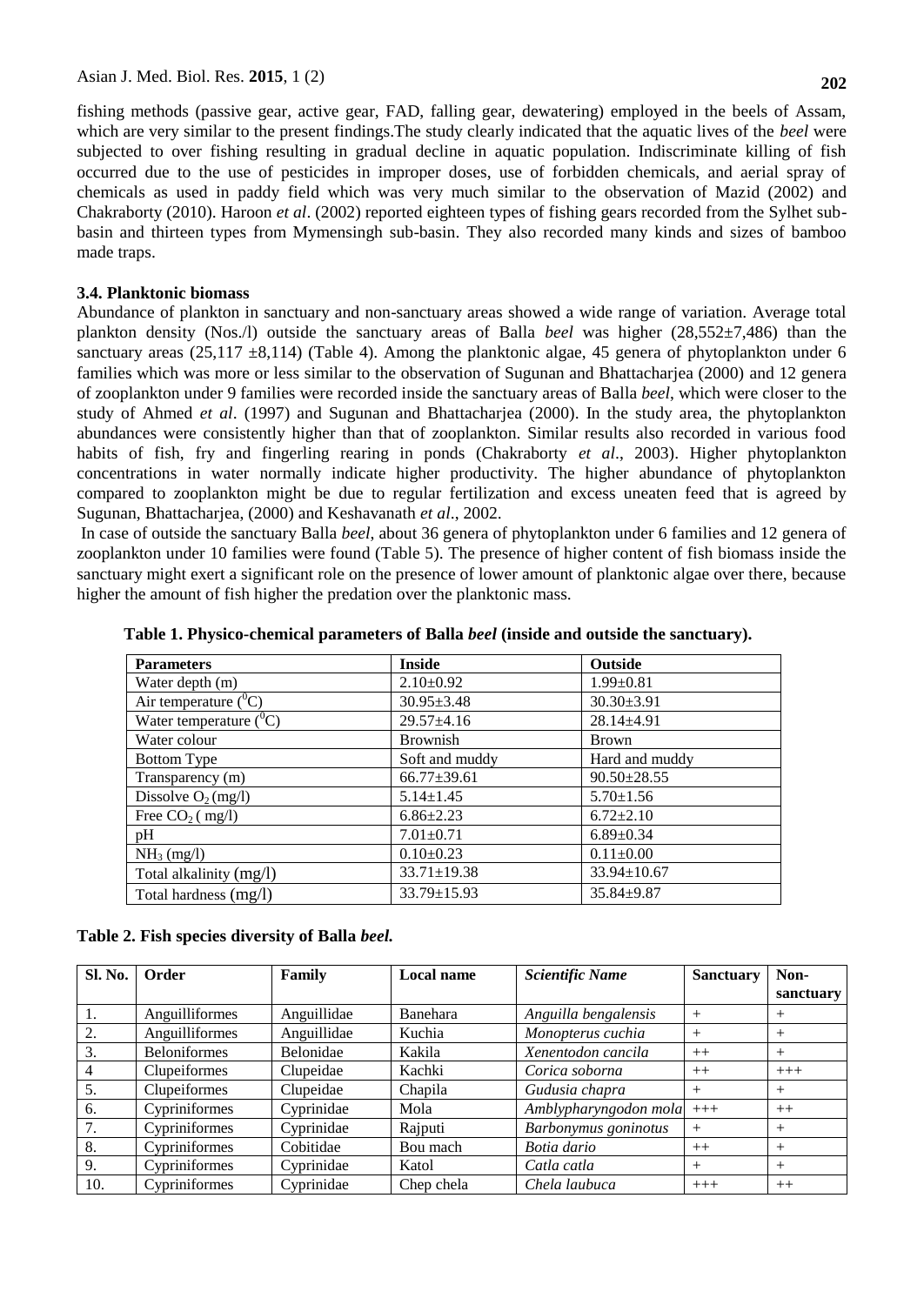fishing methods (passive gear, active gear, FAD, falling gear, dewatering) employed in the beels of Assam, which are very similar to the present findings.The study clearly indicated that the aquatic lives of the *beel* were subjected to over fishing resulting in gradual decline in aquatic population. Indiscriminate killing of fish occurred due to the use of pesticides in improper doses, use of forbidden chemicals, and aerial spray of chemicals as used in paddy field which was very much similar to the observation of Mazid (2002) and Chakraborty (2010). Haroon *et al*. (2002) reported eighteen types of fishing gears recorded from the Sylhet sub-basin and thirteen types from Mymensingh sub-basin. They also recorded many kinds and sizes of bamboo made traps.

### 3.4. Planktonic biomass

Abundance of plankton in sanctuary and non-sanctuary areas showed a wide range of variation. Average total plankton density (Nos./l) outside the sanctuary areas of Balla *beel* was higher (28,552±7,486) than the sanctuary areas (25,117 ±8,114) (Table 4). Among the planktonic algae, 45 genera of phytoplankton under 6 families which was more or less similar to the observation of Sugunan and Bhattacharjea (2000) and 12 genera of zooplankton under 9 families were recorded inside the sanctuary areas of Balla *beel*, which were closer to the study of Ahmed *et al*. (1997) and Sugunan and Bhattacharjea (2000). In the study area, the phytoplankton abundances were consistently higher than that of zooplankton. Similar results also recorded in various food habits of fish, fry and fingerling rearing in ponds (Chakraborty *et al*., 2003). Higher phytoplankton concentrations in water normally indicate higher productivity. The higher abundance of phytoplankton compared to zooplankton might be due to regular fertilization and excess uneaten feed that is agreed by Sugunan, Bhattacharjea, (2000) and Keshavanath *et al*., 2002.

In case of outside the sanctuary Balla *beel*, about 36 genera of phytoplankton under 6 families and 12 genera of zooplankton under 10 families were found (Table 5). The presence of higher content of fish biomass inside the sanctuary might exert a significant role on the presence of lower amount of planktonic algae over there, because higher the amount of fish higher the predation over the planktonic mass.

**Table 1. Physico-chemical parameters of Balla *beel* (inside and outside the sanctuary).**

| Parameters | Inside | Outside |
|---|---|---|
| Water depth (m) | 2.10±0.92 | 1.99±0.81 |
| Air temperature ($^0$C) | 30.95±3.48 | 30.30±3.91 |
| Water temperature ($^0$C) | 29.57±4.16 | 28.14±4.91 |
| Water colour | Brownish | Brown |
| Bottom Type | Soft and muddy | Hard and muddy |
| Transparency (m) | 66.77±39.61 | 90.50±28.55 |
| Dissolve $O_2$ (mg/l) | 5.14±1.45 | 5.70±1.56 |
| Free $CO_2$ ( mg/l) | 6.86±2.23 | 6.72±2.10 |
| pH | 7.01±0.71 | 6.89±0.34 |
| $NH_3$ (mg/l) | 0.10±0.23 | 0.11±0.00 |
| Total alkalinity (mg/l) | 33.71±19.38 | 33.94±10.67 |
| Total hardness (mg/l) | 33.79±15.93 | 35.84±9.87 |

**Table 2. Fish species diversity of Balla *beel.***

| Sl. No. | Order | Family | Local name | *Scientific Name* | Sanctuary | Non-sanctuary |
|---|---|---|---|---|---|---|
| 1. | Anguilliformes | Anguillidae | Banehara | *Anguilla bengalensis* | + | + |
| 2. | Anguilliformes | Anguillidae | Kuchia | *Monopterus cuchia* | + | + |
| 3. | Beloniformes | Belonidae | Kakila | *Xenentodon cancila* | ++ | + |
| 4 | Clupeiformes | Clupeidae | Kachki | *Corica soborna* | ++ | +++ |
| 5. | Clupeiformes | Clupeidae | Chapila | *Gudusia chapra* | + | + |
| 6. | Cypriniformes | Cyprinidae | Mola | *Amblypharyngodon mola* | +++ | ++ |
| 7. | Cypriniformes | Cyprinidae | Rajputi | *Barbonymus goninotus* | + | + |
| 8. | Cypriniformes | Cobitidae | Bou mach | *Botia dario* | ++ | + |
| 9. | Cypriniformes | Cyprinidae | Katol | *Catla catla* | + | + |
| 10. | Cypriniformes | Cyprinidae | Chep chela | *Chela laubuca* | +++ | ++ |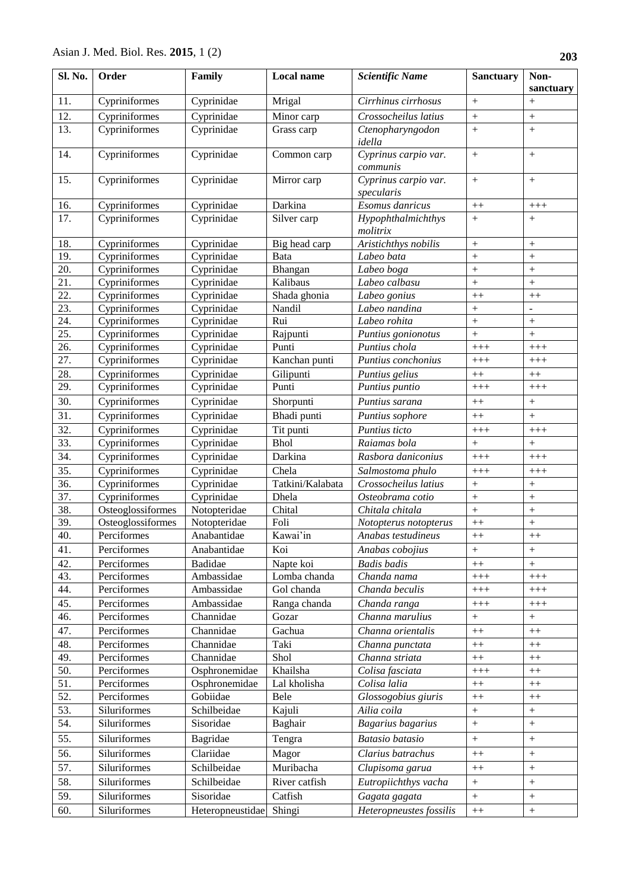| Sl. No. | Order | Family | Local name | *Scientific Name* | Sanctuary | Non-sanctuary |
|---|---|---|---|---|---|---|
| 11. | Cypriniformes | Cyprinidae | Mrigal | *Cirrhinus cirrhosus* | + | + |
| 12. | Cypriniformes | Cyprinidae | Minor carp | *Crossocheilus latius* | + | + |
| 13. | Cypriniformes | Cyprinidae | Grass carp | *Ctenopharyngodon idella* | + | + |
| 14. | Cypriniformes | Cyprinidae | Common carp | *Cyprinus carpio var. communis* | + | + |
| 15. | Cypriniformes | Cyprinidae | Mirror carp | *Cyprinus carpio var. specularis* | + | + |
| 16. | Cypriniformes | Cyprinidae | Darkina | *Esomus danricus* | ++ | +++ |
| 17. | Cypriniformes | Cyprinidae | Silver carp | *Hypophthalmichthys molitrix* | + | + |
| 18. | Cypriniformes | Cyprinidae | Big head carp | *Aristichthys nobilis* | + | + |
| 19. | Cypriniformes | Cyprinidae | Bata | *Labeo bata* | + | + |
| 20. | Cypriniformes | Cyprinidae | Bhangan | *Labeo boga* | + | + |
| 21. | Cypriniformes | Cyprinidae | Kalibaus | *Labeo calbasu* | + | + |
| 22. | Cypriniformes | Cyprinidae | Shada ghonia | *Labeo gonius* | ++ | ++ |
| 23. | Cypriniformes | Cyprinidae | Nandil | *Labeo nandina* | + | - |
| 24. | Cypriniformes | Cyprinidae | Rui | *Labeo rohita* | + | + |
| 25. | Cypriniformes | Cyprinidae | Rajpunti | *Puntius gonionotus* | + | + |
| 26. | Cypriniformes | Cyprinidae | Punti | *Puntius chola* | +++ | +++ |
| 27. | Cypriniformes | Cyprinidae | Kanchan punti | *Puntius conchonius* | +++ | +++ |
| 28. | Cypriniformes | Cyprinidae | Gilipunti | *Puntius gelius* | ++ | ++ |
| 29. | Cypriniformes | Cyprinidae | Punti | *Puntius puntio* | +++ | +++ |
| 30. | Cypriniformes | Cyprinidae | Shorpunti | *Puntius sarana* | ++ | + |
| 31. | Cypriniformes | Cyprinidae | Bhadi punti | *Puntius sophore* | ++ | + |
| 32. | Cypriniformes | Cyprinidae | Tit punti | *Puntius ticto* | +++ | +++ |
| 33. | Cypriniformes | Cyprinidae | Bhol | *Raiamas bola* | + | + |
| 34. | Cypriniformes | Cyprinidae | Darkina | *Rasbora daniconius* | +++ | +++ |
| 35. | Cypriniformes | Cyprinidae | Chela | *Salmostoma phulo* | +++ | +++ |
| 36. | Cypriniformes | Cyprinidae | Tatkini/Kalabata | *Crossocheilus latius* | + | + |
| 37. | Cypriniformes | Cyprinidae | Dhela | *Osteobrama cotio* | + | + |
| 38. | Osteoglossiformes | Notopteridae | Chital | *Chitala chitala* | + | + |
| 39. | Osteoglossiformes | Notopteridae | Foli | *Notopterus notopterus* | ++ | + |
| 40. | Perciformes | Anabantidae | Kawai'in | *Anabas testudineus* | ++ | ++ |
| 41. | Perciformes | Anabantidae | Koi | *Anabas cobojius* | + | + |
| 42. | Perciformes | Badidae | Napte koi | *Badis badis* | ++ | + |
| 43. | Perciformes | Ambassidae | Lomba chanda | *Chanda nama* | +++ | +++ |
| 44. | Perciformes | Ambassidae | Gol chanda | *Chanda beculis* | +++ | +++ |
| 45. | Perciformes | Ambassidae | Ranga chanda | *Chanda ranga* | +++ | +++ |
| 46. | Perciformes | Channidae | Gozar | *Channa marulius* | + | + |
| 47. | Perciformes | Channidae | Gachua | *Channa orientalis* | ++ | ++ |
| 48. | Perciformes | Channidae | Taki | *Channa punctata* | ++ | ++ |
| 49. | Perciformes | Channidae | Shol | *Channa striata* | ++ | ++ |
| 50. | Perciformes | Osphronemidae | Khailsha | *Colisa fasciata* | +++ | ++ |
| 51. | Perciformes | Osphronemidae | Lal kholisha | *Colisa lalia* | ++ | ++ |
| 52. | Perciformes | Gobiidae | Bele | *Glossogobius giuris* | ++ | ++ |
| 53. | Siluriformes | Schilbeidae | Kajuli | *Ailia coila* | + | + |
| 54. | Siluriformes | Sisoridae | Baghair | *Bagarius bagarius* | + | + |
| 55. | Siluriformes | Bagridae | Tengra | *Batasio batasio* | + | + |
| 56. | Siluriformes | Clariidae | Magor | *Clarius batrachus* | ++ | + |
| 57. | Siluriformes | Schilbeidae | Muribacha | *Clupisoma garua* | ++ | + |
| 58. | Siluriformes | Schilbeidae | River catfish | *Eutropiichthys vacha* | + | + |
| 59. | Siluriformes | Sisoridae | Catfish | *Gagata gagata* | + | + |
| 60. | Siluriformes | Heteropneustidae | Shingi | *Heteropneustes fossilis* | ++ | + |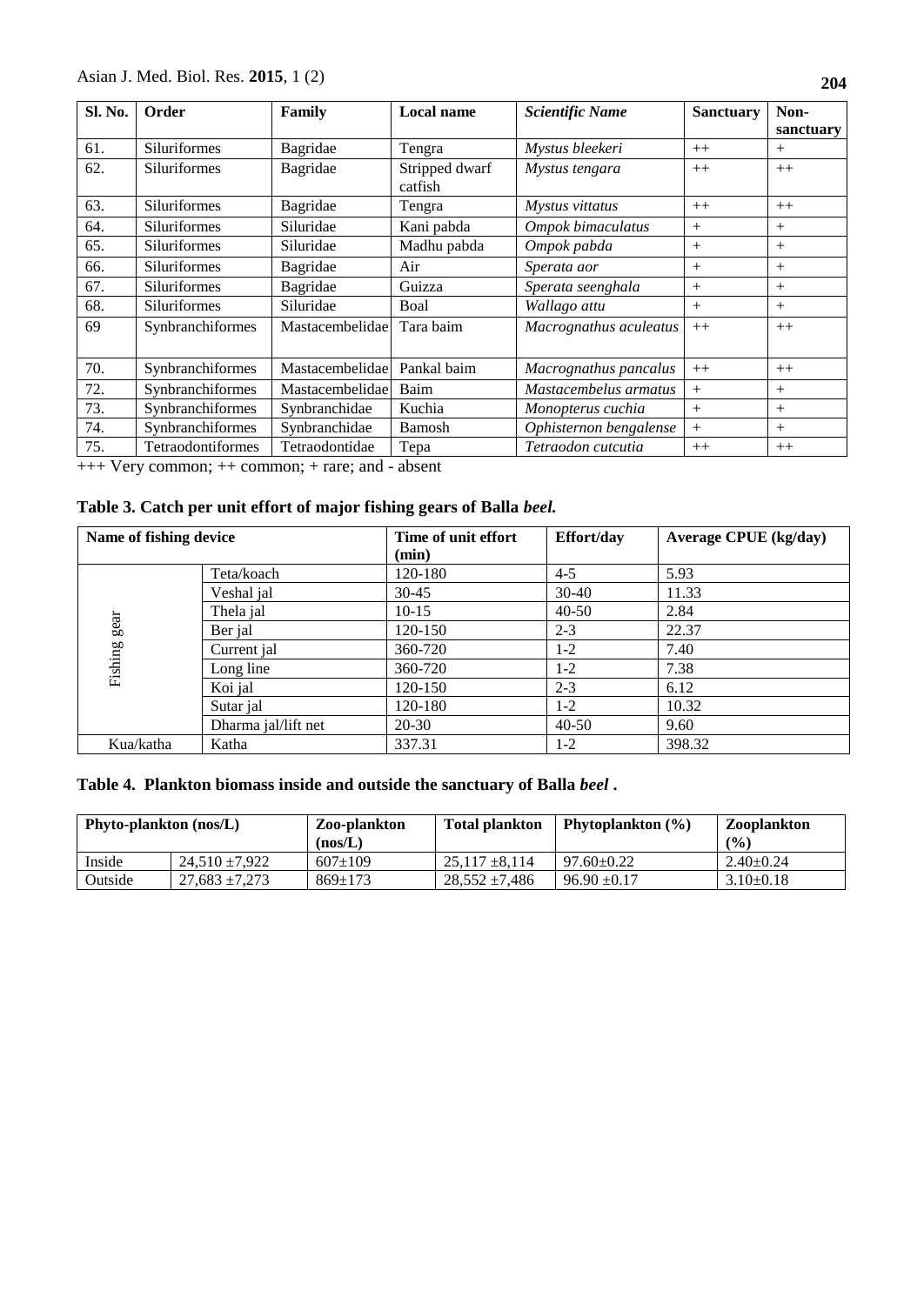| Sl. No. | Order | Family | Local name | *Scientific Name* | Sanctuary | Non-sanctuary |
|---|---|---|---|---|---|---|
| 61. | Siluriformes | Bagridae | Tengra | *Mystus bleekeri* | ++ | + |
| 62. | Siluriformes | Bagridae | Stripped dwarf catfish | *Mystus tengara* | ++ | ++ |
| 63. | Siluriformes | Bagridae | Tengra | *Mystus vittatus* | ++ | ++ |
| 64. | Siluriformes | Siluridae | Kani pabda | *Ompok bimaculatus* | + | + |
| 65. | Siluriformes | Siluridae | Madhu pabda | *Ompok pabda* | + | + |
| 66. | Siluriformes | Bagridae | Air | *Sperata aor* | + | + |
| 67. | Siluriformes | Bagridae | Guizza | *Sperata seenghala* | + | + |
| 68. | Siluriformes | Siluridae | Boal | *Wallago attu* | + | + |
| 69 | Synbranchiformes | Mastacembelidae | Tara baim | *Macrognathus aculeatus* | ++ | ++ |
| 70. | Synbranchiformes | Mastacembelidae | Pankal baim | *Macrognathus pancalus* | ++ | ++ |
| 72. | Synbranchiformes | Mastacembelidae | Baim | *Mastacembelus armatus* | + | + |
| 73. | Synbranchiformes | Synbranchidae | Kuchia | *Monopterus cuchia* | + | + |
| 74. | Synbranchiformes | Synbranchidae | Bamosh | *Ophisternon bengalense* | + | + |
| 75. | Tetraodontiformes | Tetraodontidae | Tepa | *Tetraodon cutcutia* | ++ | ++ |

+++ Very common; ++ common; + rare; and - absent

**Table 3. Catch per unit effort of major fishing gears of Balla *beel.***

| Name of fishing device | | Time of unit effort (min) | Effort/day | Average CPUE (kg/day) |
|---|---|---|---|---|
| Fishing gear | Teta/koach | 120-180 | 4-5 | 5.93 |
| | Veshal jal | 30-45 | 30-40 | 11.33 |
| | Thela jal | 10-15 | 40-50 | 2.84 |
| | Ber jal | 120-150 | 2-3 | 22.37 |
| | Current jal | 360-720 | 1-2 | 7.40 |
| | Long line | 360-720 | 1-2 | 7.38 |
| | Koi jal | 120-150 | 2-3 | 6.12 |
| | Sutar jal | 120-180 | 1-2 | 10.32 |
| | Dharma jal/lift net | 20-30 | 40-50 | 9.60 |
| Kua/katha | Katha | 337.31 | 1-2 | 398.32 |

**Table 4. Plankton biomass inside and outside the sanctuary of Balla *beel* .**

| Phyto-plankton (nos/L) | | Zoo-plankton (nos/L) | Total plankton | Phytoplankton (%) | Zooplankton (%) |
|---|---|---|---|---|---|
| Inside | 24,510 ±7,922 | 607±109 | 25,117 ±8,114 | 97.60±0.22 | 2.40±0.24 |
| Outside | 27,683 ±7,273 | 869±173 | 28,552 ±7,486 | 96.90 ±0.17 | 3.10±0.18 |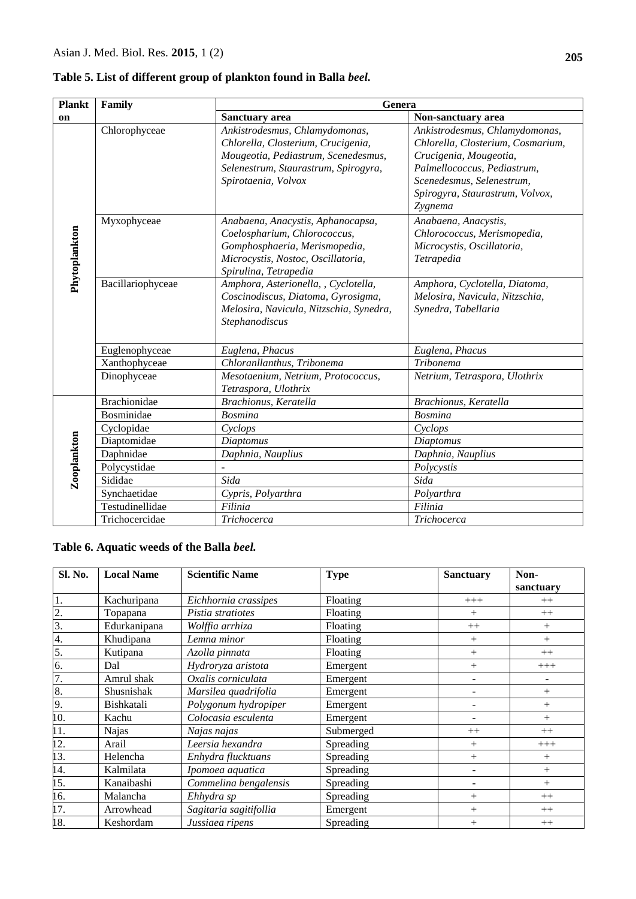**Table 5. List of different group of plankton found in Balla *beel.***

| Plankton | Family | Genera | |
|---|---|---|---|
| | | **Sanctuary area** | **Non-sanctuary area** |
| Phytoplankton | Chlorophyceae | *Ankistrodesmus, Chlamydomonas, Chlorella, Closterium, Crucigenia, Mougeotia, Pediastrum, Scenedesmus, Selenestrum, Staurastrum, Spirogyra, Spirotaenia, Volvox* | *Ankistrodesmus, Chlamydomonas, Chlorella, Closterium, Cosmarium, Crucigenia, Mougeotia, Palmellococcus, Pediastrum, Scenedesmus, Selenestrum, Spirogyra, Staurastrum, Volvox, Zygnema* |
| | Myxophyceae | *Anabaena, Anacystis, Aphanocapsa, Coelospharium, Chlorococcus, Gomphosphaeria, Merismopedia, Microcystis, Nostoc, Oscillatoria, Spirulina, Tetrapedia* | *Anabaena, Anacystis, Chlorococcus, Merismopedia, Microcystis, Oscillatoria, Tetrapedia* |
| | Bacillariophyceae | *Amphora, Asterionella, , Cyclotella, Coscinodiscus, Diatoma, Gyrosigma, Melosira, Navicula, Nitzschia, Synedra, Stephanodiscus* | *Amphora, Cyclotella, Diatoma, Melosira, Navicula, Nitzschia, Synedra, Tabellaria* |
| | Euglenophyceae | *Euglena, Phacus* | *Euglena, Phacus* |
| | Xanthophyceae | *Chloranllanthus, Tribonema* | *Tribonema* |
| | Dinophyceae | *Mesotaenium, Netrium, Protococcus, Tetraspora, Ulothrix* | *Netrium, Tetraspora, Ulothrix* |
| Zooplankton | Brachionidae | *Brachionus, Keratella* | *Brachionus, Keratella* |
| | Bosminidae | *Bosmina* | *Bosmina* |
| | Cyclopidae | *Cyclops* | *Cyclops* |
| | Diaptomidae | *Diaptomus* | *Diaptomus* |
| | Daphnidae | *Daphnia, Nauplius* | *Daphnia, Nauplius* |
| | Polycystidae | - | *Polycystis* |
| | Sididae | *Sida* | *Sida* |
| | Synchaetidae | *Cypris, Polyarthra* | *Polyarthra* |
| | Testudinellidae | *Filinia* | *Filinia* |
| | Trichocercidae | *Trichocerca* | *Trichocerca* |

**Table 6. Aquatic weeds of the Balla *beel.***

| Sl. No. | Local Name | Scientific Name | Type | Sanctuary | Non-sanctuary |
|---|---|---|---|---|---|
| 1. | Kachuripana | *Eichhornia crassipes* | Floating | +++ | ++ |
| 2. | Topapana | *Pistia stratiotes* | Floating | + | ++ |
| 3. | Edurkanipana | *Wolffia arrhiza* | Floating | ++ | + |
| 4. | Khudipana | *Lemna minor* | Floating | + | + |
| 5. | Kutipana | *Azolla pinnata* | Floating | + | ++ |
| 6. | Dal | *Hydroryza aristota* | Emergent | + | +++ |
| 7. | Amrul shak | *Oxalis corniculata* | Emergent | - | - |
| 8. | Shusnishak | *Marsilea quadrifolia* | Emergent | - | + |
| 9. | Bishkatali | *Polygonum hydropiper* | Emergent | - | + |
| 10. | Kachu | *Colocasia esculenta* | Emergent | - | + |
| 11. | Najas | *Najas najas* | Submerged | ++ | ++ |
| 12. | Arail | *Leersia hexandra* | Spreading | + | +++ |
| 13. | Helencha | *Enhydra flucktuans* | Spreading | + | + |
| 14. | Kalmilata | *Ipomoea aquatica* | Spreading | - | + |
| 15. | Kanaibashi | *Commelina bengalensis* | Spreading | - | + |
| 16. | Malancha | *Ehhydra sp* | Spreading | + | ++ |
| 17. | Arrowhead | *Sagitaria sagitifollia* | Emergent | + | ++ |
| 18. | Keshordam | *Jussiaea ripens* | Spreading | + | ++ |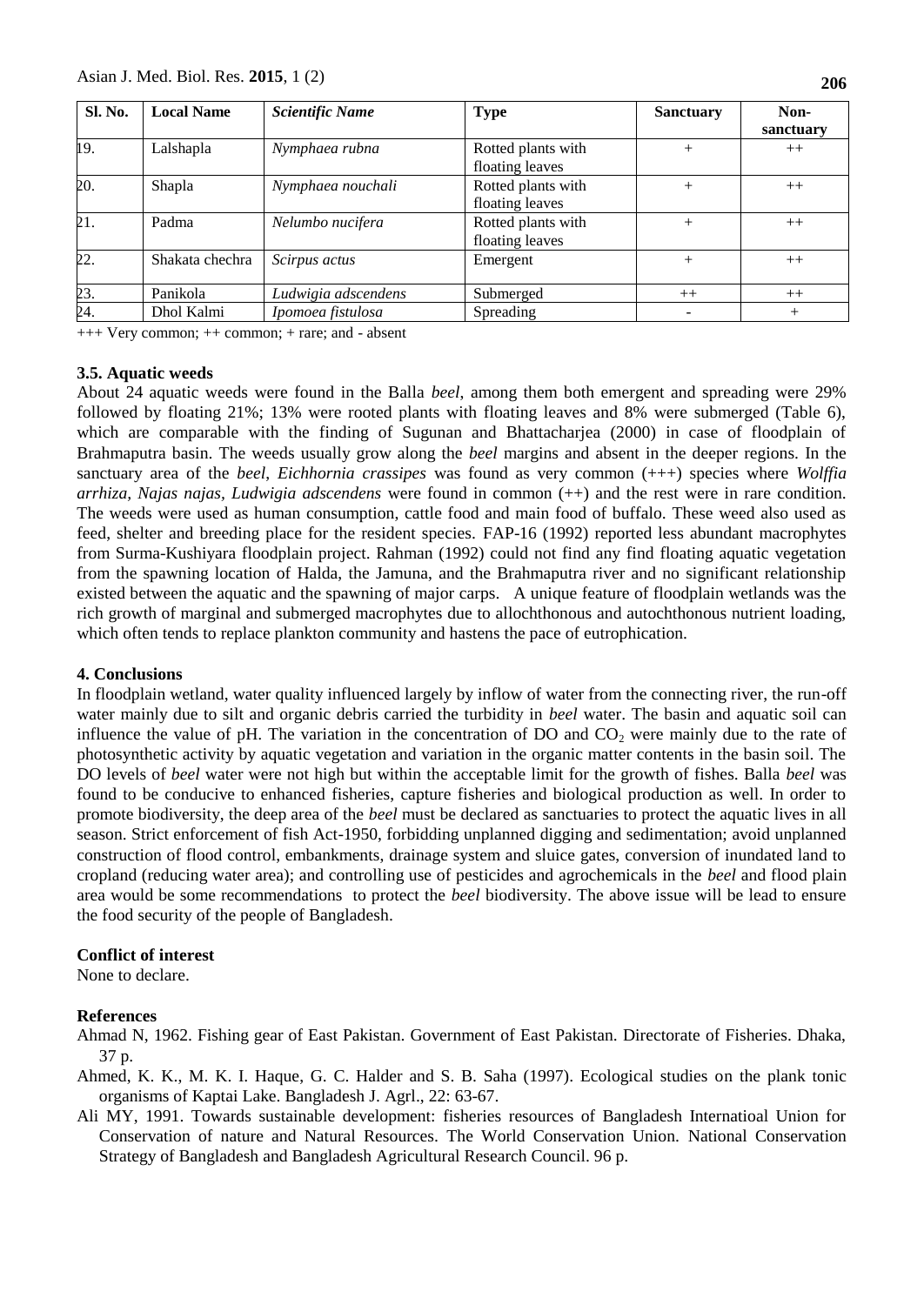| Sl. No. | Local Name | *Scientific Name* | Type | Sanctuary | Non-sanctuary |
|---|---|---|---|---|---|
| 19. | Lalshapla | *Nymphaea rubna* | Rotted plants with floating leaves | + | ++ |
| 20. | Shapla | *Nymphaea nouchali* | Rotted plants with floating leaves | + | ++ |
| 21. | Padma | *Nelumbo nucifera* | Rotted plants with floating leaves | + | ++ |
| 22. | Shakata chechra | *Scirpus actus* | Emergent | + | ++ |
| 23. | Panikola | *Ludwigia adscendens* | Submerged | ++ | ++ |
| 24. | Dhol Kalmi | *Ipomoea fistulosa* | Spreading | - | + |

+++ Very common; ++ common; + rare; and - absent

### 3.5. Aquatic weeds

About 24 aquatic weeds were found in the Balla *beel*, among them both emergent and spreading were 29% followed by floating 21%; 13% were rooted plants with floating leaves and 8% were submerged (Table 6), which are comparable with the finding of Sugunan and Bhattacharjea (2000) in case of floodplain of Brahmaputra basin. The weeds usually grow along the *beel* margins and absent in the deeper regions. In the sanctuary area of the *beel*, *Eichhornia crassipes* was found as very common (+++) species where *Wolffia arrhiza, Najas najas, Ludwigia adscendens* were found in common (++) and the rest were in rare condition. The weeds were used as human consumption, cattle food and main food of buffalo. These weed also used as feed, shelter and breeding place for the resident species. FAP-16 (1992) reported less abundant macrophytes from Surma-Kushiyara floodplain project. Rahman (1992) could not find any find floating aquatic vegetation from the spawning location of Halda, the Jamuna, and the Brahmaputra river and no significant relationship existed between the aquatic and the spawning of major carps. A unique feature of floodplain wetlands was the rich growth of marginal and submerged macrophytes due to allochthonous and autochthonous nutrient loading, which often tends to replace plankton community and hastens the pace of eutrophication.

## 4. Conclusions

In floodplain wetland, water quality influenced largely by inflow of water from the connecting river, the run-off water mainly due to silt and organic debris carried the turbidity in *beel* water. The basin and aquatic soil can influence the value of pH. The variation in the concentration of DO and $CO_2$ were mainly due to the rate of photosynthetic activity by aquatic vegetation and variation in the organic matter contents in the basin soil. The DO levels of *beel* water were not high but within the acceptable limit for the growth of fishes. Balla *beel* was found to be conducive to enhanced fisheries, capture fisheries and biological production as well. In order to promote biodiversity, the deep area of the *beel* must be declared as sanctuaries to protect the aquatic lives in all season. Strict enforcement of fish Act-1950, forbidding unplanned digging and sedimentation; avoid unplanned construction of flood control, embankments, drainage system and sluice gates, conversion of inundated land to cropland (reducing water area); and controlling use of pesticides and agrochemicals in the *beel* and flood plain area would be some recommendations to protect the *beel* biodiversity. The above issue will be lead to ensure the food security of the people of Bangladesh.

### Conflict of interest

None to declare.

### References

Ahmad N, 1962. Fishing gear of East Pakistan. Government of East Pakistan. Directorate of Fisheries. Dhaka, 37 p.

Ahmed, K. K., M. K. I. Haque, G. C. Halder and S. B. Saha (1997). Ecological studies on the plank tonic organisms of Kaptai Lake. Bangladesh J. Agrl., 22: 63-67.

Ali MY, 1991. Towards sustainable development: fisheries resources of Bangladesh Internatioal Union for Conservation of nature and Natural Resources. The World Conservation Union. National Conservation Strategy of Bangladesh and Bangladesh Agricultural Research Council. 96 p.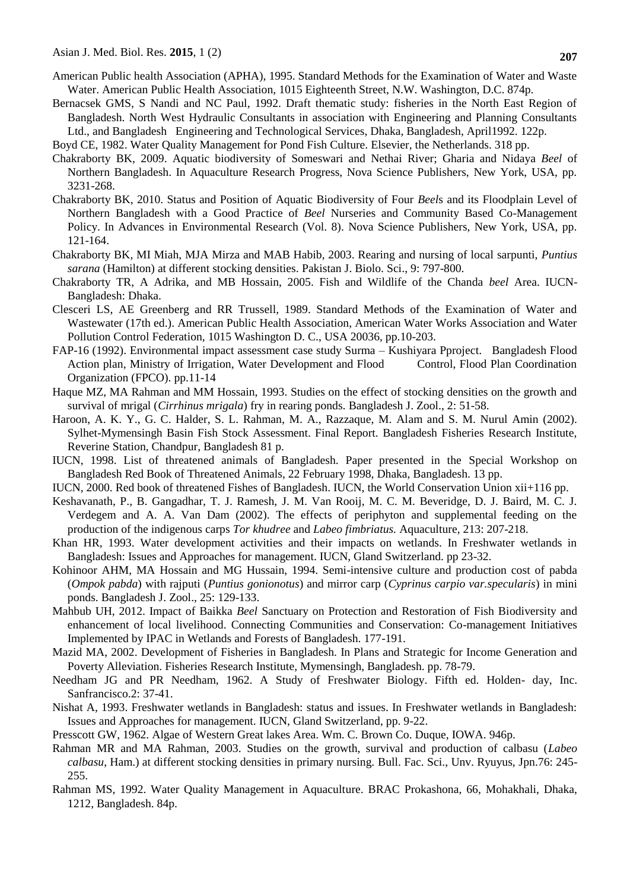American Public health Association (APHA), 1995. Standard Methods for the Examination of Water and Waste Water. American Public Health Association, 1015 Eighteenth Street, N.W. Washington, D.C. 874p.

Bernacsek GMS, S Nandi and NC Paul, 1992. Draft thematic study: fisheries in the North East Region of Bangladesh. North West Hydraulic Consultants in association with Engineering and Planning Consultants Ltd., and Bangladesh Engineering and Technological Services, Dhaka, Bangladesh, April1992. 122p.

Boyd CE, 1982. Water Quality Management for Pond Fish Culture. Elsevier, the Netherlands. 318 pp.

Chakraborty BK, 2009. Aquatic biodiversity of Someswari and Nethai River; Gharia and Nidaya *Beel* of Northern Bangladesh. In Aquaculture Research Progress, Nova Science Publishers, New York, USA, pp. 3231-268.

Chakraborty BK, 2010. Status and Position of Aquatic Biodiversity of Four *Beel*s and its Floodplain Level of Northern Bangladesh with a Good Practice of *Beel* Nurseries and Community Based Co-Management Policy. In Advances in Environmental Research (Vol. 8). Nova Science Publishers, New York, USA, pp. 121-164.

Chakraborty BK, MI Miah, MJA Mirza and MAB Habib, 2003. Rearing and nursing of local sarpunti, *Puntius sarana* (Hamilton) at different stocking densities. Pakistan J. Biolo. Sci., 9: 797-800.

Chakraborty TR, A Adrika, and MB Hossain, 2005. Fish and Wildlife of the Chanda *beel* Area. IUCN-Bangladesh: Dhaka.

Clesceri LS, AE Greenberg and RR Trussell, 1989. Standard Methods of the Examination of Water and Wastewater (17th ed.). American Public Health Association, American Water Works Association and Water Pollution Control Federation, 1015 Washington D. C., USA 20036, pp.10-203.

FAP-16 (1992). Environmental impact assessment case study Surma – Kushiyara Pproject. Bangladesh Flood Action plan, Ministry of Irrigation, Water Development and Flood Control, Flood Plan Coordination Organization (FPCO). pp.11-14

Haque MZ, MA Rahman and MM Hossain, 1993. Studies on the effect of stocking densities on the growth and survival of mrigal (*Cirrhinus mrigala*) fry in rearing ponds. Bangladesh J. Zool., 2: 51-58.

Haroon, A. K. Y., G. C. Halder, S. L. Rahman, M. A., Razzaque, M. Alam and S. M. Nurul Amin (2002). Sylhet-Mymensingh Basin Fish Stock Assessment. Final Report. Bangladesh Fisheries Research Institute, Reverine Station, Chandpur, Bangladesh 81 p.

IUCN, 1998. List of threatened animals of Bangladesh. Paper presented in the Special Workshop on Bangladesh Red Book of Threatened Animals, 22 February 1998, Dhaka, Bangladesh. 13 pp.

IUCN, 2000. Red book of threatened Fishes of Bangladesh. IUCN, the World Conservation Union xii+116 pp.

Keshavanath, P., B. Gangadhar, T. J. Ramesh, J. M. Van Rooij, M. C. M. Beveridge, D. J. Baird, M. C. J. Verdegem and A. A. Van Dam (2002). The effects of periphyton and supplemental feeding on the production of the indigenous carps *Tor khudree* and *Labeo fimbriatus.* Aquaculture, 213: 207-218.

Khan HR, 1993. Water development activities and their impacts on wetlands. In Freshwater wetlands in Bangladesh: Issues and Approaches for management. IUCN, Gland Switzerland. pp 23-32.

Kohinoor AHM, MA Hossain and MG Hussain, 1994. Semi-intensive culture and production cost of pabda (*Ompok pabda*) with rajputi (*Puntius gonionotus*) and mirror carp (*Cyprinus carpio var.specularis*) in mini ponds. Bangladesh J. Zool., 25: 129-133.

Mahbub UH, 2012. Impact of Baikka *Beel* Sanctuary on Protection and Restoration of Fish Biodiversity and enhancement of local livelihood. Connecting Communities and Conservation: Co-management Initiatives Implemented by IPAC in Wetlands and Forests of Bangladesh. 177-191.

Mazid MA, 2002. Development of Fisheries in Bangladesh. In Plans and Strategic for Income Generation and Poverty Alleviation. Fisheries Research Institute, Mymensingh, Bangladesh. pp. 78-79.

Needham JG and PR Needham, 1962. A Study of Freshwater Biology. Fifth ed. Holden- day, Inc. Sanfrancisco.2: 37-41.

Nishat A, 1993. Freshwater wetlands in Bangladesh: status and issues. In Freshwater wetlands in Bangladesh: Issues and Approaches for management. IUCN, Gland Switzerland, pp. 9-22.

Presscott GW, 1962. Algae of Western Great lakes Area. Wm. C. Brown Co. Duque, IOWA. 946p.

Rahman MR and MA Rahman, 2003. Studies on the growth, survival and production of calbasu (*Labeo calbasu*, Ham.) at different stocking densities in primary nursing. Bull. Fac. Sci., Unv. Ryuyus, Jpn.76: 245-255.

Rahman MS, 1992. Water Quality Management in Aquaculture. BRAC Prokashona, 66, Mohakhali, Dhaka, 1212, Bangladesh. 84p.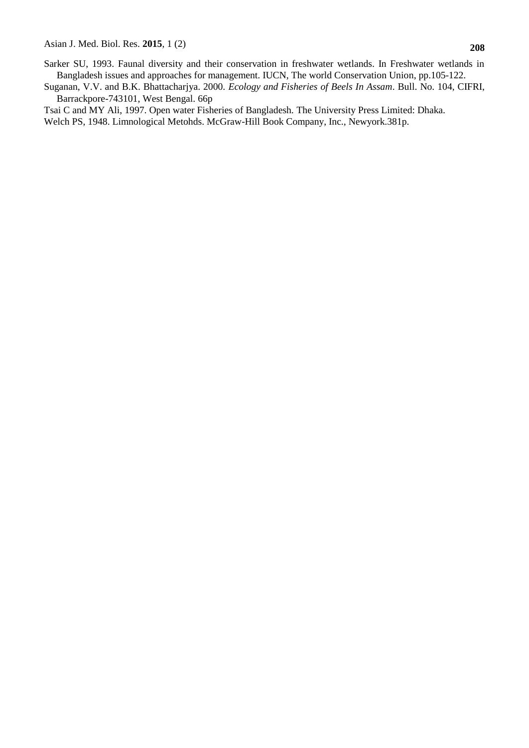Sarker SU, 1993. Faunal diversity and their conservation in freshwater wetlands. In Freshwater wetlands in Bangladesh issues and approaches for management. IUCN, The world Conservation Union, pp.105-122.

Suganan, V.V. and B.K. Bhattacharjya. 2000. *Ecology and Fisheries of Beels In Assam*. Bull. No. 104, CIFRI, Barrackpore-743101, West Bengal. 66p

Tsai C and MY Ali, 1997. Open water Fisheries of Bangladesh. The University Press Limited: Dhaka.

Welch PS, 1948. Limnological Metohds. McGraw-Hill Book Company, Inc., Newyork.381p.